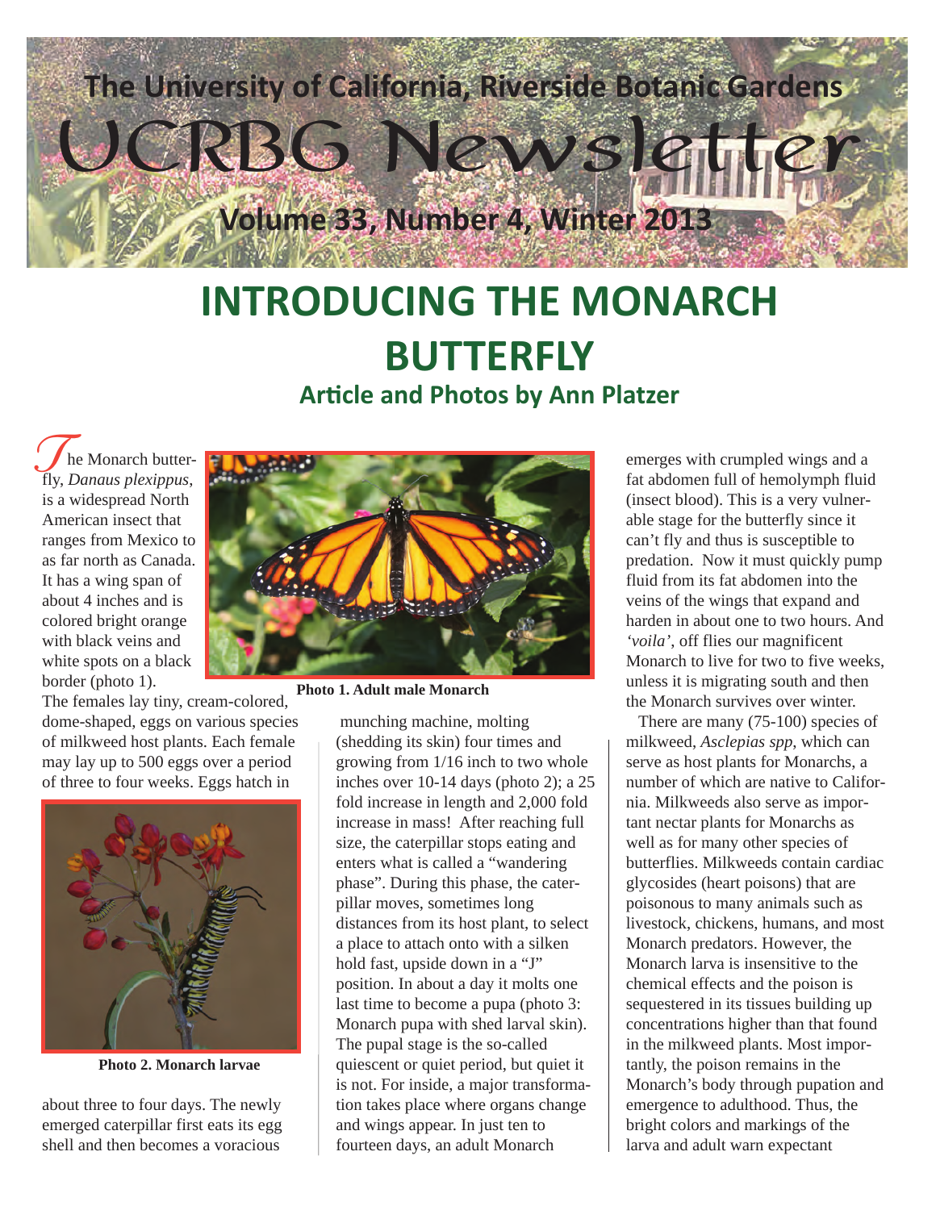# The University of California, Riverside Botanic Gardens

# UCRBG Newsletter

**Volume 33, Number 4, Winter 2013**

# INTRODUCING THE MONARCH BUTTERFLY

### Article and Photos by Ann Platzer

The Monarch butterfly, *Danaus plexippus*, is a widespread North American insect that ranges from Mexico to as far north as Canada. It has a wing span of about 4 inches and is colored bright orange with black veins and white spots on a black border (photo 1).

**Photo 1. Adult male Monarch**

The females lay tiny, cream-colored, dome-shaped, eggs on various species of milkweed host plants. Each female may lay up to 500 eggs over a period of three to four weeks. Eggs hatch in about three to four days. The newly emerged caterpillar first eats its egg shell and then becomes a voracious munching machine, molting (shedding its skin) four times and growing from 1/16 inch to two whole inches over 10-14 days (photo 2); a 25 fold increase in length and 2,000 fold increase in mass! After reaching full size, the caterpillar stops eating and enters what is called a "wandering phase". During this phase, the caterpillar moves, sometimes long distances from its host plant, to select a place to attach onto with a silken hold fast, upside down in a "J" position. In about a day it molts one last time to become a pupa (photo 3: Monarch pupa with shed larval skin). The pupal stage is the so-called quiescent or quiet period, but quiet it is not. For inside, a major transformation takes place where organs change and wings appear. In just ten to fourteen days, an adult Monarch emerges with crumpled wings and a fat abdomen full of hemolymph fluid (insect blood). This is a very vulnerable stage for the butterfly since it can't fly and thus is susceptible to predation. Now it must quickly pump fluid from its fat abdomen into the veins of the wings that expand and harden in about one to two hours. And *'voila'*, off flies our magnificent Monarch to live for two to five weeks, unless it is migrating south and then the Monarch survives over winter.

**Photo 2. Monarch larvae**

There are many (75-100) species of milkweed, *Asclepias spp*, which can serve as host plants for Monarchs, a number of which are native to California. Milkweeds also serve as important nectar plants for Monarchs as well as for many other species of butterflies. Milkweeds contain cardiac glycosides (heart poisons) that are poisonous to many animals such as livestock, chickens, humans, and most Monarch predators. However, the Monarch larva is insensitive to the chemical effects and the poison is sequestered in its tissues building up concentrations higher than that found in the milkweed plants. Most importantly, the poison remains in the Monarch's body through pupation and emergence to adulthood. Thus, the bright colors and markings of the larva and adult warn expectant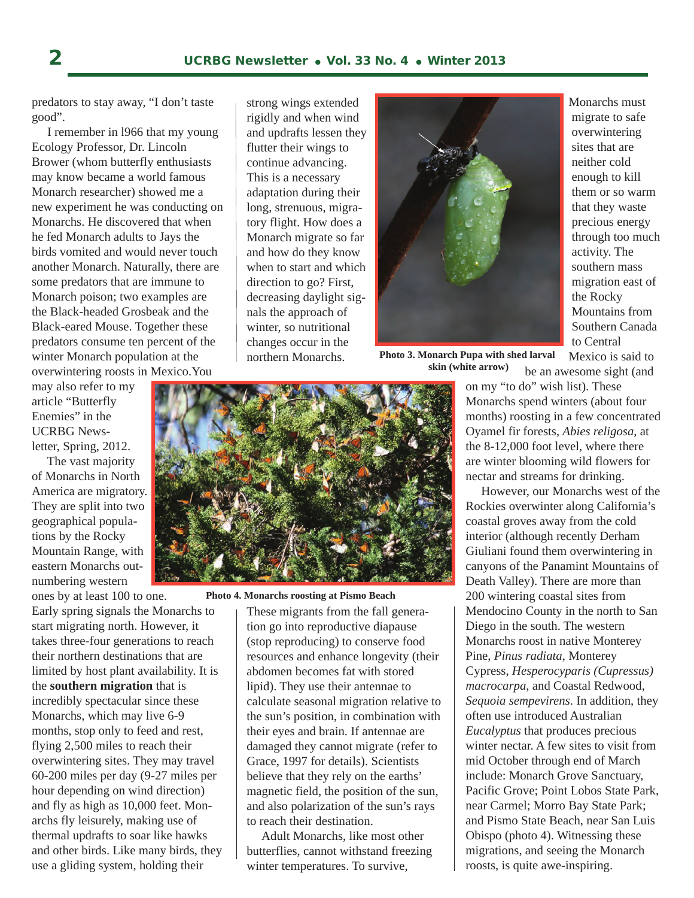predators to stay away, “I don’t taste good”.

I remember in l966 that my young Ecology Professor, Dr. Lincoln Brower (whom butterfly enthusiasts may know became a world famous Monarch researcher) showed me a new experiment he was conducting on Monarchs. He discovered that when he fed Monarch adults to Jays the birds vomited and would never touch another Monarch. Naturally, there are some predators that are immune to Monarch poison; two examples are the Black-headed Grosbeak and the Black-eared Mouse. Together these predators consume ten percent of the winter Monarch population at the overwintering roosts in Mexico.You may also refer to my article “Butterfly Enemies” in the UCRBG Newsletter, Spring, 2012.

The vast majority of Monarchs in North America are migratory. They are split into two geographical populations by the Rocky Mountain Range, with eastern Monarchs outnumbering western ones by at least 100 to one. Early spring signals the Monarchs to start migrating north. However, it takes three-four generations to reach their northern destinations that are limited by host plant availability. It is the **southern migration** that is incredibly spectacular since these Monarchs, which may live 6-9 months, stop only to feed and rest, flying 2,500 miles to reach their overwintering sites. They may travel 60-200 miles per day (9-27 miles per hour depending on wind direction) and fly as high as 10,000 feet. Monarchs fly leisurely, making use of thermal updrafts to soar like hawks and other birds. Like many birds, they use a gliding system, holding their strong wings extended rigidly and when wind and updrafts lessen they flutter their wings to continue advancing. This is a necessary adaptation during their long, strenuous, migratory flight. How does a Monarch migrate so far and how do they know when to start and which direction to go? First, decreasing daylight signals the approach of winter, so nutritional changes occur in the northern Monarchs.

Photo 3. Monarch Pupa with shed larval skin (white arrow)

Photo 4. Monarchs roosting at Pismo Beach

These migrants from the fall generation go into reproductive diapause (stop reproducing) to conserve food resources and enhance longevity (their abdomen becomes fat with stored lipid). They use their antennae to calculate seasonal migration relative to the sun’s position, in combination with their eyes and brain. If antennae are damaged they cannot migrate (refer to Grace, 1997 for details). Scientists believe that they rely on the earths’ magnetic field, the position of the sun, and also polarization of the sun’s rays to reach their destination.

Adult Monarchs, like most other butterflies, cannot withstand freezing winter temperatures. To survive, Monarchs must migrate to safe overwintering sites that are neither cold enough to kill them or so warm that they waste precious energy through too much activity. The southern mass migration east of the Rocky Mountains from Southern Canada to Central Mexico is said to be an awesome sight (and on my “to do” wish list). These Monarchs spend winters (about four months) roosting in a few concentrated Oyamel fir forests, *Abies religosa*, at the 8-12,000 foot level, where there are winter blooming wild flowers for nectar and streams for drinking.

However, our Monarchs west of the Rockies overwinter along California’s coastal groves away from the cold interior (although recently Derham Giuliani found them overwintering in canyons of the Panamint Mountains of Death Valley). There are more than 200 wintering coastal sites from Mendocino County in the north to San Diego in the south. The western Monarchs roost in native Monterey Pine, *Pinus radiata*, Monterey Cypress, *Hesperocyparis (Cupressus) macrocarpa*, and Coastal Redwood, *Sequoia sempevirens*. In addition, they often use introduced Australian *Eucalyptus* that produces precious winter nectar. A few sites to visit from mid October through end of March include: Monarch Grove Sanctuary, Pacific Grove; Point Lobos State Park, near Carmel; Morro Bay State Park; and Pismo State Beach, near San Luis Obispo (photo 4). Witnessing these migrations, and seeing the Monarch roosts, is quite awe-inspiring.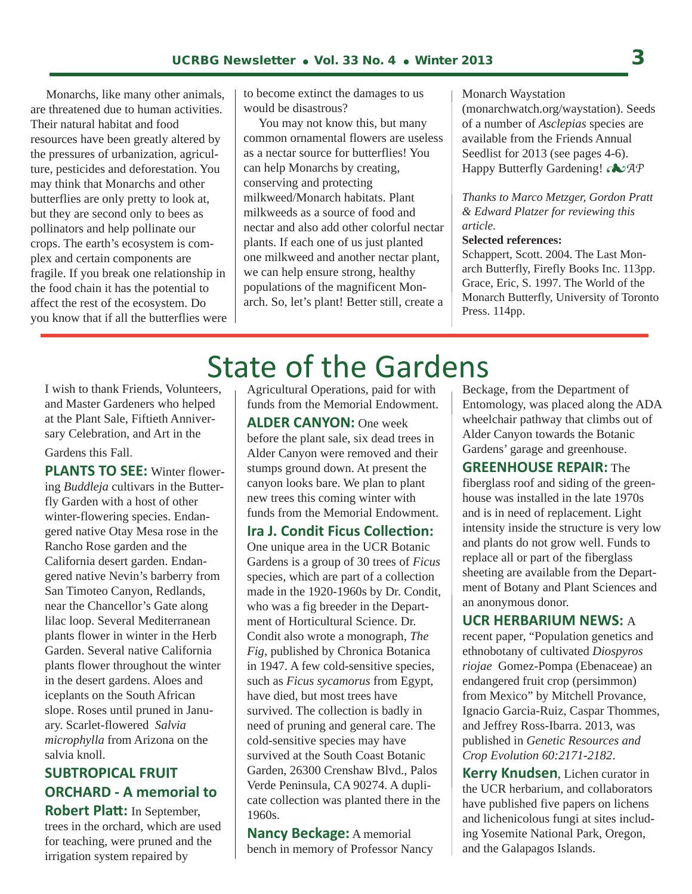Monarchs, like many other animals, are threatened due to human activities. Their natural habitat and food resources have been greatly altered by the pressures of urbanization, agriculture, pesticides and deforestation. You may think that Monarchs and other butterflies are only pretty to look at, but they are second only to bees as pollinators and help pollinate our crops. The earth's ecosystem is complex and certain components are fragile. If you break one relationship in the food chain it has the potential to affect the rest of the ecosystem. Do you know that if all the butterflies were to become extinct the damages to us would be disastrous?

You may not know this, but many common ornamental flowers are useless as a nectar source for butterflies! You can help Monarchs by creating, conserving and protecting milkweed/Monarch habitats. Plant milkweeds as a source of food and nectar and also add other colorful nectar plants. If each one of us just planted one milkweed and another nectar plant, we can help ensure strong, healthy populations of the magnificent Monarch. So, let's plant! Better still, create a Monarch Waystation (monarchwatch.org/waystation). Seeds of a number of *Asclepias* species are available from the Friends Annual Seedlist for 2013 (see pages 4-6). Happy Butterfly Gardening! ❧*AP*

*Thanks to Marco Metzger, Gordon Pratt & Edward Platzer for reviewing this article.*

**Selected references:**

Schappert, Scott. 2004. The Last Monarch Butterfly, Firefly Books Inc. 113pp.

Grace, Eric, S. 1997. The World of the Monarch Butterfly, University of Toronto Press. 114pp.

# State of the Gardens

I wish to thank Friends, Volunteers, and Master Gardeners who helped at the Plant Sale, Fiftieth Anniversary Celebration, and Art in the Gardens this Fall.

**PLANTS TO SEE:** Winter flowering *Buddleja* cultivars in the Butterfly Garden with a host of other winter-flowering species. Endangered native Otay Mesa rose in the Rancho Rose garden and the California desert garden. Endangered native Nevin's barberry from San Timoteo Canyon, Redlands, near the Chancellor's Gate along lilac loop. Several Mediterranean plants flower in winter in the Herb Garden. Several native California plants flower throughout the winter in the desert gardens. Aloes and iceplants on the South African slope. Roses until pruned in January. Scarlet-flowered *Salvia microphylla* from Arizona on the salvia knoll.

**SUBTROPICAL FRUIT ORCHARD - A memorial to Robert Platt:** In September, trees in the orchard, which are used for teaching, were pruned and the irrigation system repaired by Agricultural Operations, paid for with funds from the Memorial Endowment.

**ALDER CANYON:** One week before the plant sale, six dead trees in Alder Canyon were removed and their stumps ground down. At present the canyon looks bare. We plan to plant new trees this coming winter with funds from the Memorial Endowment.

**Ira J. Condit Ficus Collection:** One unique area in the UCR Botanic Gardens is a group of 30 trees of *Ficus* species, which are part of a collection made in the 1920-1960s by Dr. Condit, who was a fig breeder in the Department of Horticultural Science. Dr. Condit also wrote a monograph, *The Fig*, published by Chronica Botanica in 1947. A few cold-sensitive species, such as *Ficus sycamorus* from Egypt, have died, but most trees have survived. The collection is badly in need of pruning and general care. The cold-sensitive species may have survived at the South Coast Botanic Garden, 26300 Crenshaw Blvd., Palos Verde Peninsula, CA 90274. A duplicate collection was planted there in the 1960s.

**Nancy Beckage:** A memorial bench in memory of Professor Nancy Beckage, from the Department of Entomology, was placed along the ADA wheelchair pathway that climbs out of Alder Canyon towards the Botanic Gardens' garage and greenhouse.

**GREENHOUSE REPAIR:** The fiberglass roof and siding of the greenhouse was installed in the late 1970s and is in need of replacement. Light intensity inside the structure is very low and plants do not grow well. Funds to replace all or part of the fiberglass sheeting are available from the Department of Botany and Plant Sciences and an anonymous donor.

**UCR HERBARIUM NEWS:** A recent paper, "Population genetics and ethnobotany of cultivated *Diospyros riojae* Gomez-Pompa (Ebenaceae) an endangered fruit crop (persimmon) from Mexico" by Mitchell Provance, Ignacio Garcia-Ruiz, Caspar Thommes, and Jeffrey Ross-Ibarra. 2013, was published in *Genetic Resources and Crop Evolution 60:2171-2182*.

**Kerry Knudsen**, Lichen curator in the UCR herbarium, and collaborators have published five papers on lichens and lichenicolous fungi at sites including Yosemite National Park, Oregon, and the Galapagos Islands.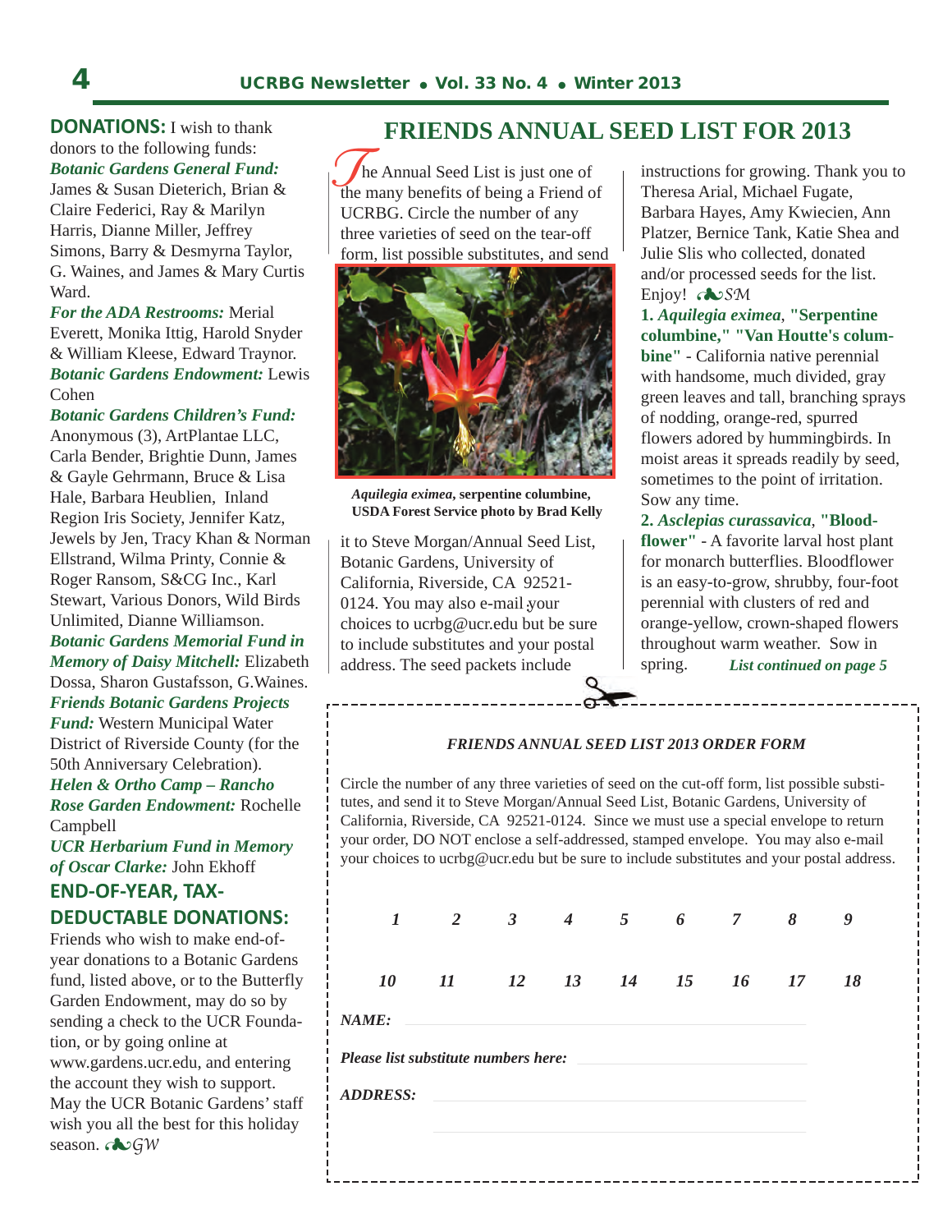**DONATIONS:** I wish to thank donors to the following funds:

***Botanic Gardens General Fund:*** James & Susan Dieterich, Brian & Claire Federici, Ray & Marilyn Harris, Dianne Miller, Jeffrey Simons, Barry & Desmyrna Taylor, G. Waines, and James & Mary Curtis Ward.

***For the ADA Restrooms:*** Merial Everett, Monika Ittig, Harold Snyder & William Kleese, Edward Traynor.

***Botanic Gardens Endowment:*** Lewis Cohen

***Botanic Gardens Children's Fund:*** Anonymous (3), ArtPlantae LLC, Carla Bender, Brightie Dunn, James & Gayle Gehrmann, Bruce & Lisa Hale, Barbara Heublien, Inland Region Iris Society, Jennifer Katz, Jewels by Jen, Tracy Khan & Norman Ellstrand, Wilma Printy, Connie & Roger Ransom, S&CG Inc., Karl Stewart, Various Donors, Wild Birds Unlimited, Dianne Williamson.

***Botanic Gardens Memorial Fund in Memory of Daisy Mitchell:*** Elizabeth Dossa, Sharon Gustafsson, G.Waines.

***Friends Botanic Gardens Projects Fund:*** Western Municipal Water District of Riverside County (for the 50th Anniversary Celebration).

***Helen & Ortho Camp – Rancho Rose Garden Endowment:*** Rochelle Campbell

***UCR Herbarium Fund in Memory of Oscar Clarke:*** John Ekhoff

## END-OF-YEAR, TAX-DEDUCTABLE DONATIONS:

Friends who wish to make end-of-year donations to a Botanic Gardens fund, listed above, or to the Butterfly Garden Endowment, may do so by sending a check to the UCR Foundation, or by going online at www.gardens.ucr.edu, and entering the account they wish to support. May the UCR Botanic Gardens' staff wish you all the best for this holiday season. *GW*

# FRIENDS ANNUAL SEED LIST FOR 2013

The Annual Seed List is just one of the many benefits of being a Friend of UCRBG. Circle the number of any three varieties of seed on the tear-off form, list possible substitutes, and send it to Steve Morgan/Annual Seed List, Botanic Gardens, University of California, Riverside, CA 92521-0124. You may also e-mail your choices to ucrbg@ucr.edu but be sure to include substitutes and your postal address. The seed packets include instructions for growing. Thank you to Theresa Arial, Michael Fugate, Barbara Hayes, Amy Kwiecien, Ann Platzer, Bernice Tank, Katie Shea and Julie Slis who collected, donated and/or processed seeds for the list. Enjoy! *SM*

***Aquilegia eximea*, serpentine columbine, USDA Forest Service photo by Brad Kelly**

**1. *Aquilegia eximea*, "Serpentine columbine," "Van Houtte's columbine"** - California native perennial with handsome, much divided, gray green leaves and tall, branching sprays of nodding, orange-red, spurred flowers adored by hummingbirds. In moist areas it spreads readily by seed, sometimes to the point of irritation. Sow any time.

**2. *Asclepias curassavica*, "Bloodflower"** - A favorite larval host plant for monarch butterflies. Bloodflower is an easy-to-grow, shrubby, four-foot perennial with clusters of red and orange-yellow, crown-shaped flowers throughout warm weather. Sow in spring. ***List continued on page 5***

---

***FRIENDS ANNUAL SEED LIST 2013 ORDER FORM***

Circle the number of any three varieties of seed on the cut-off form, list possible substitutes, and send it to Steve Morgan/Annual Seed List, Botanic Gardens, University of California, Riverside, CA 92521-0124. Since we must use a special envelope to return your order, DO NOT enclose a self-addressed, stamped envelope. You may also e-mail your choices to ucrbg@ucr.edu but be sure to include substitutes and your postal address.

*1 2 3 4 5 6 7 8 9*

*10 11 12 13 14 15 16 17 18*

***NAME:*** ____________________

***Please list substitute numbers here:*** ____________________

***ADDRESS:*** ____________________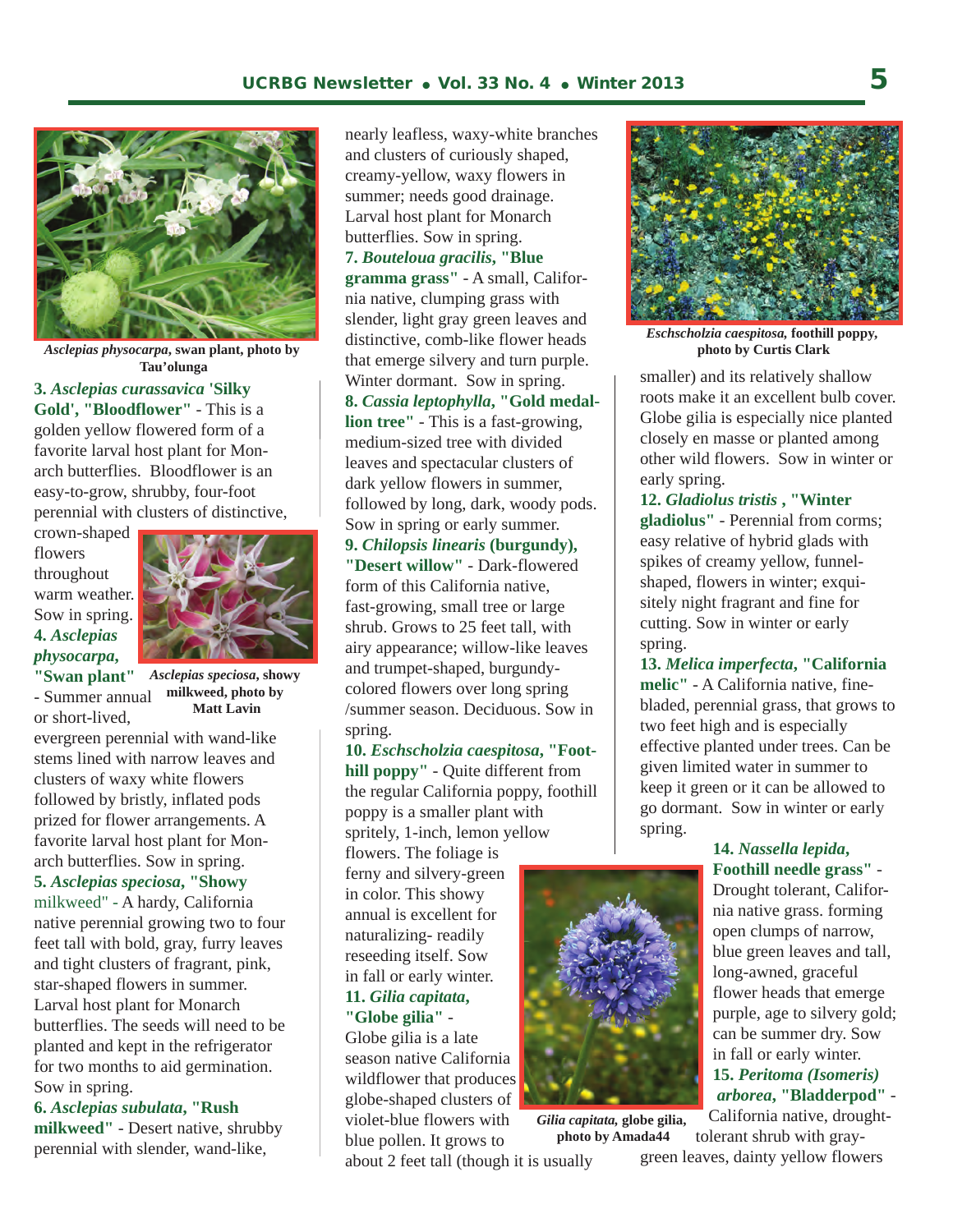*Asclepias physocarpa*, **swan plant, photo by Tau'olunga**

**3.** ***Asclepias curassavica*** **'Silky Gold', "Bloodflower"** - This is a golden yellow flowered form of a favorite larval host plant for Monarch butterflies. Bloodflower is an easy-to-grow, shrubby, four-foot perennial with clusters of distinctive, crown-shaped flowers throughout warm weather. Sow in spring.

*Asclepias speciosa*, **showy milkweed, photo by Matt Lavin**

**4.** ***Asclepias physocarpa*****, "Swan plant"** - Summer annual or short-lived, evergreen perennial with wand-like stems lined with narrow leaves and clusters of waxy white flowers followed by bristly, inflated pods prized for flower arrangements. A favorite larval host plant for Monarch butterflies. Sow in spring.

**5.** ***Asclepias speciosa*****, "Showy milkweed"** - A hardy, California native perennial growing two to four feet tall with bold, gray, furry leaves and tight clusters of fragrant, pink, star-shaped flowers in summer. Larval host plant for Monarch butterflies. The seeds will need to be planted and kept in the refrigerator for two months to aid germination. Sow in spring.

**6.** ***Asclepias subulata*****, "Rush milkweed"** - Desert native, shrubby perennial with slender, wand-like, nearly leafless, waxy-white branches and clusters of curiously shaped, creamy-yellow, waxy flowers in summer; needs good drainage. Larval host plant for Monarch butterflies. Sow in spring.

**7.** ***Bouteloua gracilis*****, "Blue gramma grass"** - A small, California native, clumping grass with slender, light gray green leaves and distinctive, comb-like flower heads that emerge silvery and turn purple. Winter dormant. Sow in spring.

**8.** ***Cassia leptophylla*****, "Gold medallion tree"** - This is a fast-growing, medium-sized tree with divided leaves and spectacular clusters of dark yellow flowers in summer, followed by long, dark, woody pods. Sow in spring or early summer.

**9.** ***Chilopsis linearis*** **(burgundy), "Desert willow"** - Dark-flowered form of this California native, fast-growing, small tree or large shrub. Grows to 25 feet tall, with airy appearance; willow-like leaves and trumpet-shaped, burgundy-colored flowers over long spring /summer season. Deciduous. Sow in spring.

**10.** ***Eschscholzia caespitosa*****, "Foothill poppy"** - Quite different from the regular California poppy, foothill poppy is a smaller plant with spritely, 1-inch, lemon yellow flowers. The foliage is ferny and silvery-green in color. This showy annual is excellent for naturalizing- readily reseeding itself. Sow in fall or early winter.

*Eschscholzia caespitosa,* **foothill poppy, photo by Curtis Clark**

**11.** ***Gilia capitata*****, "Globe gilia"** - Globe gilia is a late season native California wildflower that produces globe-shaped clusters of violet-blue flowers with blue pollen. It grows to about 2 feet tall (though it is usually smaller) and its relatively shallow roots make it an excellent bulb cover. Globe gilia is especially nice planted closely en masse or planted among other wild flowers. Sow in winter or early spring.

*Gilia capitata,* **globe gilia, photo by Amada44**

**12.** ***Gladiolus tristis*** **, "Winter gladiolus"** - Perennial from corms; easy relative of hybrid glads with spikes of creamy yellow, funnel-shaped, flowers in winter; exquisitely night fragrant and fine for cutting. Sow in winter or early spring.

**13.** ***Melica imperfecta*****, "California melic"** - A California native, fine-bladed, perennial grass, that grows to two feet high and is especially effective planted under trees. Can be given limited water in summer to keep it green or it can be allowed to go dormant. Sow in winter or early spring.

**14.** ***Nassella lepida*****, Foothill needle grass"** - Drought tolerant, California native grass. forming open clumps of narrow, blue green leaves and tall, long-awned, graceful flower heads that emerge purple, age to silvery gold; can be summer dry. Sow in fall or early winter.

**15.** ***Peritoma (Isomeris) arborea*****, "Bladderpod"** - California native, drought-tolerant shrub with gray-green leaves, dainty yellow flowers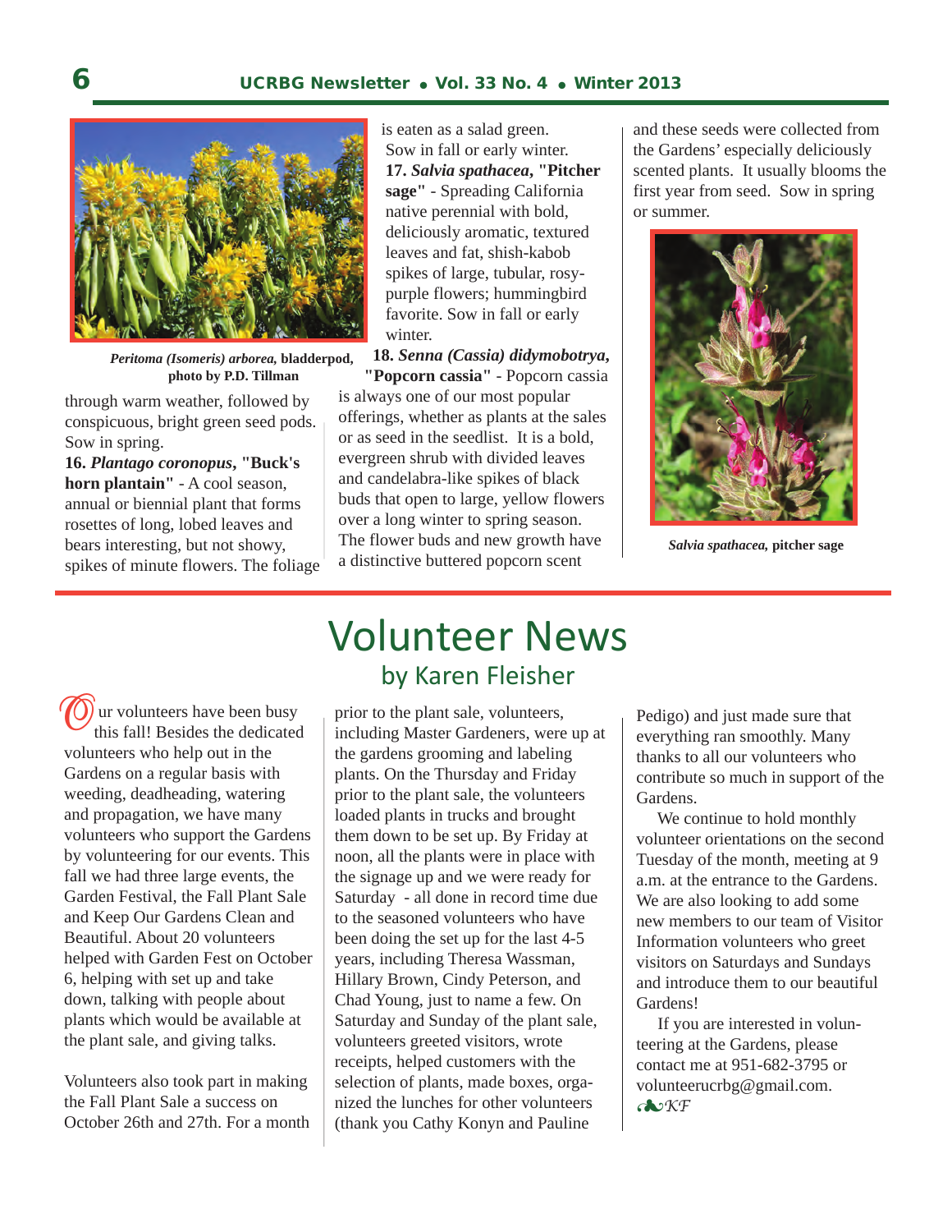*Peritoma (Isomeris) arborea,* **bladderpod, photo by P.D. Tillman**

through warm weather, followed by conspicuous, bright green seed pods. Sow in spring.

**16. *Plantago coronopus*, "Buck's horn plantain"** - A cool season, annual or biennial plant that forms rosettes of long, lobed leaves and bears interesting, but not showy, spikes of minute flowers. The foliage is eaten as a salad green. Sow in fall or early winter.

**17. *Salvia spathacea*, "Pitcher sage"** - Spreading California native perennial with bold, deliciously aromatic, textured leaves and fat, shish-kabob spikes of large, tubular, rosy-purple flowers; hummingbird favorite. Sow in fall or early winter.

**18. *Senna (Cassia) didymobotrya*, "Popcorn cassia"** - Popcorn cassia is always one of our most popular offerings, whether as plants at the sales or as seed in the seedlist. It is a bold, evergreen shrub with divided leaves and candelabra-like spikes of black buds that open to large, yellow flowers over a long winter to spring season. The flower buds and new growth have a distinctive buttered popcorn scent and these seeds were collected from the Gardens' especially deliciously scented plants. It usually blooms the first year from seed. Sow in spring or summer.

***Salvia spathacea,* pitcher sage**

# Volunteer News

## by Karen Fleisher

Our volunteers have been busy this fall! Besides the dedicated volunteers who help out in the Gardens on a regular basis with weeding, deadheading, watering and propagation, we have many volunteers who support the Gardens by volunteering for our events. This fall we had three large events, the Garden Festival, the Fall Plant Sale and Keep Our Gardens Clean and Beautiful. About 20 volunteers helped with Garden Fest on October 6, helping with set up and take down, talking with people about plants which would be available at the plant sale, and giving talks.

Volunteers also took part in making the Fall Plant Sale a success on October 26th and 27th. For a month prior to the plant sale, volunteers, including Master Gardeners, were up at the gardens grooming and labeling plants. On the Thursday and Friday prior to the plant sale, the volunteers loaded plants in trucks and brought them down to be set up. By Friday at noon, all the plants were in place with the signage up and we were ready for Saturday - all done in record time due to the seasoned volunteers who have been doing the set up for the last 4-5 years, including Theresa Wassman, Hillary Brown, Cindy Peterson, and Chad Young, just to name a few. On Saturday and Sunday of the plant sale, volunteers greeted visitors, wrote receipts, helped customers with the selection of plants, made boxes, organized the lunches for other volunteers (thank you Cathy Konyn and Pauline Pedigo) and just made sure that everything ran smoothly. Many thanks to all our volunteers who contribute so much in support of the Gardens.

We continue to hold monthly volunteer orientations on the second Tuesday of the month, meeting at 9 a.m. at the entrance to the Gardens. We are also looking to add some new members to our team of Visitor Information volunteers who greet visitors on Saturdays and Sundays and introduce them to our beautiful Gardens!

If you are interested in volunteering at the Gardens, please contact me at 951-682-3795 or volunteerucrbg@gmail.com.

*KF*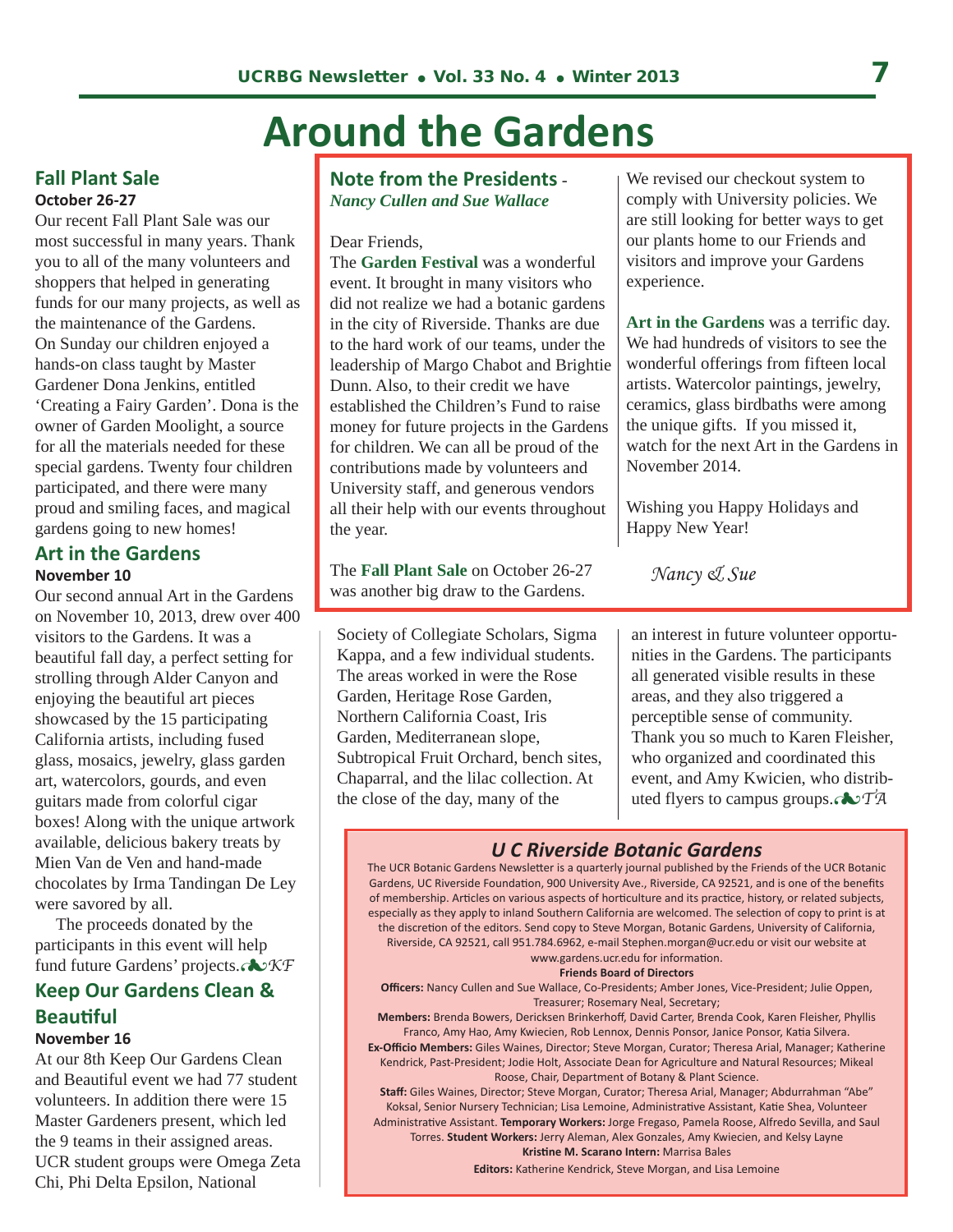# Around the Gardens

## Fall Plant Sale

**October 26-27**

Our recent Fall Plant Sale was our most successful in many years. Thank you to all of the many volunteers and shoppers that helped in generating funds for our many projects, as well as the maintenance of the Gardens. On Sunday our children enjoyed a hands-on class taught by Master Gardener Dona Jenkins, entitled 'Creating a Fairy Garden'. Dona is the owner of Garden Moolight, a source for all the materials needed for these special gardens. Twenty four children participated, and there were many proud and smiling faces, and magical gardens going to new homes!

## Art in the Gardens

**November 10**

Our second annual Art in the Gardens on November 10, 2013, drew over 400 visitors to the Gardens. It was a beautiful fall day, a perfect setting for strolling through Alder Canyon and enjoying the beautiful art pieces showcased by the 15 participating California artists, including fused glass, mosaics, jewelry, glass garden art, watercolors, gourds, and even guitars made from colorful cigar boxes! Along with the unique artwork available, delicious bakery treats by Mien Van de Ven and hand-made chocolates by Irma Tandingan De Ley were savored by all.

The proceeds donated by the participants in this event will help fund future Gardens' projects. ❧*KF*

## Keep Our Gardens Clean & Beautiful

**November 16**

At our 8th Keep Our Gardens Clean and Beautiful event we had 77 student volunteers. In addition there were 15 Master Gardeners present, which led the 9 teams in their assigned areas. UCR student groups were Omega Zeta Chi, Phi Delta Epsilon, National Society of Collegiate Scholars, Sigma Kappa, and a few individual students. The areas worked in were the Rose Garden, Heritage Rose Garden, Northern California Coast, Iris Garden, Mediterranean slope, Subtropical Fruit Orchard, bench sites, Chaparral, and the lilac collection. At the close of the day, many of the participants expressed an interest in future volunteer opportunities in the Gardens. The participants all generated visible results in these areas, and they also triggered a perceptible sense of community. Thank you so much to Karen Fleisher, who organized and coordinated this event, and Amy Kwicien, who distributed flyers to campus groups. ❧*TA*

## Note from the Presidents - *Nancy Cullen and Sue Wallace*

Dear Friends,

The **Garden Festival** was a wonderful event. It brought in many visitors who did not realize we had a botanic gardens in the city of Riverside. Thanks are due to the hard work of our teams, under the leadership of Margo Chabot and Brightie Dunn. Also, to their credit we have established the Children's Fund to raise money for future projects in the Gardens for children. We can all be proud of the contributions made by volunteers and University staff, and generous vendors all their help with our events throughout the year.

The **Fall Plant Sale** on October 26-27 was another big draw to the Gardens. We revised our checkout system to comply with University policies. We are still looking for better ways to get our plants home to our Friends and visitors and improve your Gardens experience.

**Art in the Gardens** was a terrific day. We had hundreds of visitors to see the wonderful offerings from fifteen local artists. Watercolor paintings, jewelry, ceramics, glass birdbaths were among the unique gifts. If you missed it, watch for the next Art in the Gardens in November 2014.

Wishing you Happy Holidays and Happy New Year!

*Nancy & Sue*

## U C Riverside Botanic Gardens

The UCR Botanic Gardens Newsletter is a quarterly journal published by the Friends of the UCR Botanic Gardens, UC Riverside Foundation, 900 University Ave., Riverside, CA 92521, and is one of the benefits of membership. Articles on various aspects of horticulture and its practice, history, or related subjects, especially as they apply to inland Southern California are welcomed. The selection of copy to print is at the discretion of the editors. Send copy to Steve Morgan, Botanic Gardens, University of California, Riverside, CA 92521, call 951.784.6962, e-mail Stephen.morgan@ucr.edu or visit our website at www.gardens.ucr.edu for information.

**Friends Board of Directors**

**Officers:** Nancy Cullen and Sue Wallace, Co-Presidents; Amber Jones, Vice-President; Julie Oppen, Treasurer; Rosemary Neal, Secretary;

**Members:** Brenda Bowers, Dericksen Brinkerhoff, David Carter, Brenda Cook, Karen Fleisher, Phyllis Franco, Amy Hao, Amy Kwiecien, Rob Lennox, Dennis Ponsor, Janice Ponsor, Katia Silvera.

**Ex-Officio Members:** Giles Waines, Director; Steve Morgan, Curator; Theresa Arial, Manager; Katherine Kendrick, Past-President; Jodie Holt, Associate Dean for Agriculture and Natural Resources; Mikeal Roose, Chair, Department of Botany & Plant Science.

**Staff:** Giles Waines, Director; Steve Morgan, Curator; Theresa Arial, Manager; Abdurrahman "Abe" Koksal, Senior Nursery Technician; Lisa Lemoine, Administrative Assistant, Katie Shea, Volunteer Administrative Assistant. **Temporary Workers:** Jorge Fregaso, Pamela Roose, Alfredo Sevilla, and Saul Torres. **Student Workers:** Jerry Aleman, Alex Gonzales, Amy Kwiecien, and Kelsy Layne

**Kristine M. Scarano Intern:** Marrisa Bales

**Editors:** Katherine Kendrick, Steve Morgan, and Lisa Lemoine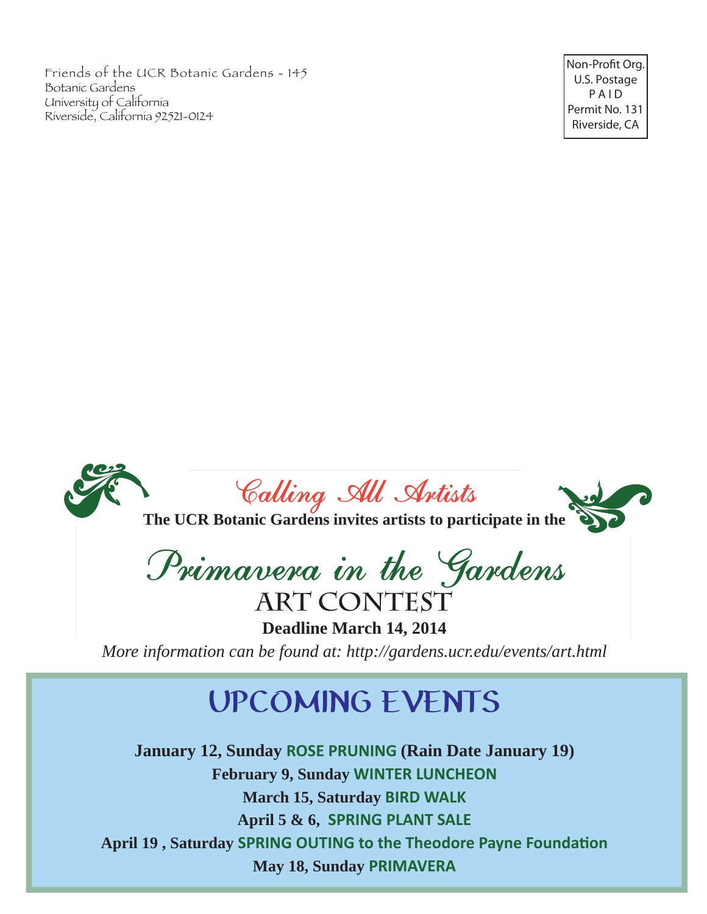Friends of the UCR Botanic Gardens - 145
Botanic Gardens
University of California
Riverside, California 92521-0124

Non-Profit Org.
U.S. Postage
PAID
Permit No. 131
Riverside, CA

## Calling All Artists

**The UCR Botanic Gardens invites artists to participate in the**

# Primavera in the Gardens

## ART CONTEST

**Deadline March 14, 2014**

*More information can be found at: http://gardens.ucr.edu/events/art.html*

## UPCOMING EVENTS

**January 12, Sunday** ROSE PRUNING **(Rain Date January 19)**

**February 9, Sunday** WINTER LUNCHEON

**March 15, Saturday** BIRD WALK

**April 5 & 6,** SPRING PLANT SALE

**April 19 , Saturday** SPRING OUTING to the Theodore Payne Foundation

**May 18, Sunday** PRIMAVERA